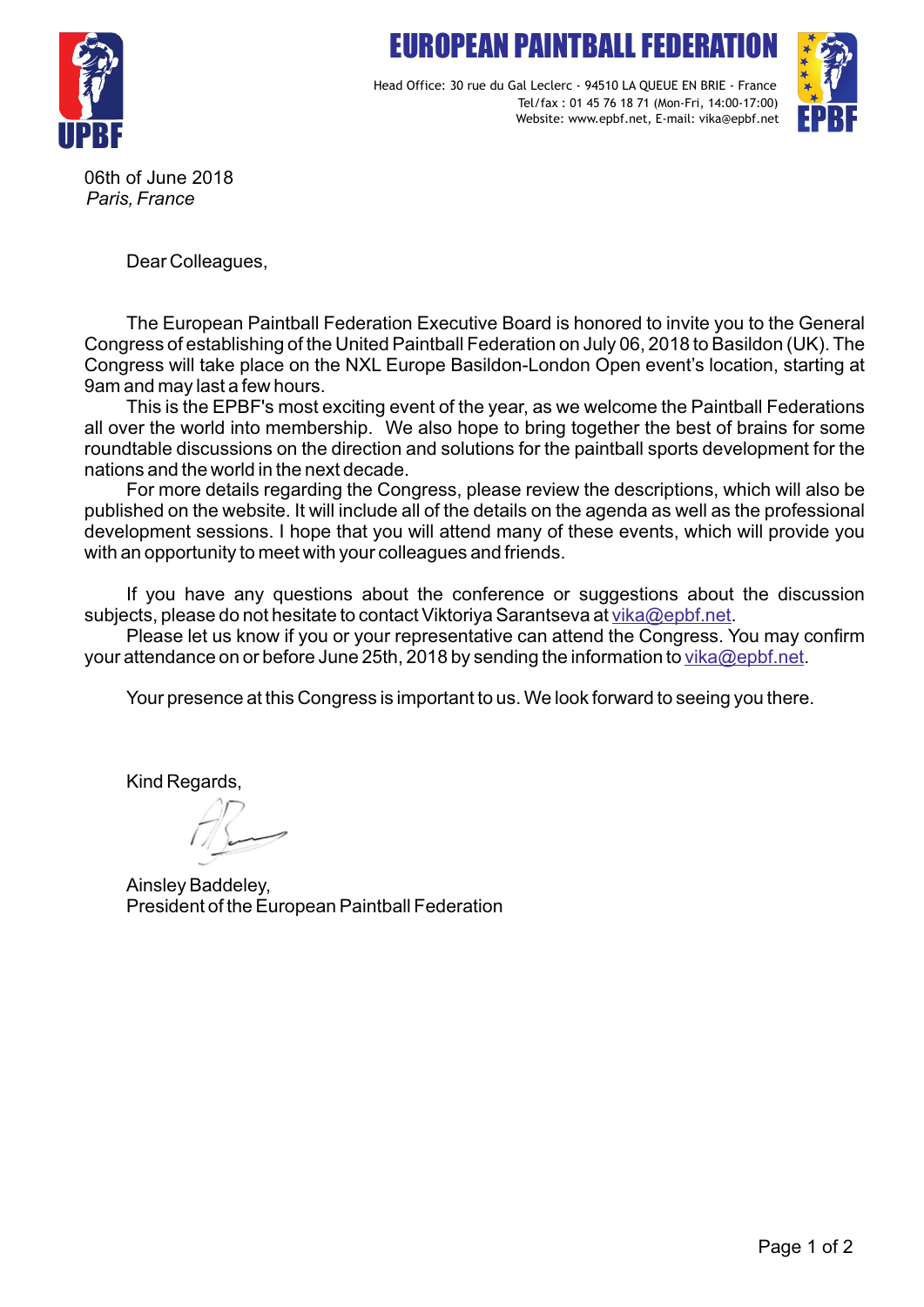# EUROPEAN PAINTBALL FEDERATION

Head Office: 30 rue du Gal Leclerc - 94510 LA QUEUE EN BRIE - France
Tel/fax : 01 45 76 18 71 (Mon-Fri, 14:00-17:00)
Website: www.epbf.net, E-mail: vika@epbf.net

06th of June 2018
*Paris, France*

Dear Colleagues,

The European Paintball Federation Executive Board is honored to invite you to the General Congress of establishing of the United Paintball Federation on July 06, 2018 to Basildon (UK). The Congress will take place on the NXL Europe Basildon-London Open event's location, starting at 9am and may last a few hours.

This is the EPBF's most exciting event of the year, as we welcome the Paintball Federations all over the world into membership. We also hope to bring together the best of brains for some roundtable discussions on the direction and solutions for the paintball sports development for the nations and the world in the next decade.

For more details regarding the Congress, please review the descriptions, which will also be published on the website. It will include all of the details on the agenda as well as the professional development sessions. I hope that you will attend many of these events, which will provide you with an opportunity to meet with your colleagues and friends.

If you have any questions about the conference or suggestions about the discussion subjects, please do not hesitate to contact Viktoriya Sarantseva at vika@epbf.net.

Please let us know if you or your representative can attend the Congress. You may confirm your attendance on or before June 25th, 2018 by sending the information to vika@epbf.net.

Your presence at this Congress is important to us. We look forward to seeing you there.

Kind Regards,

Ainsley Baddeley,
President of the European Paintball Federation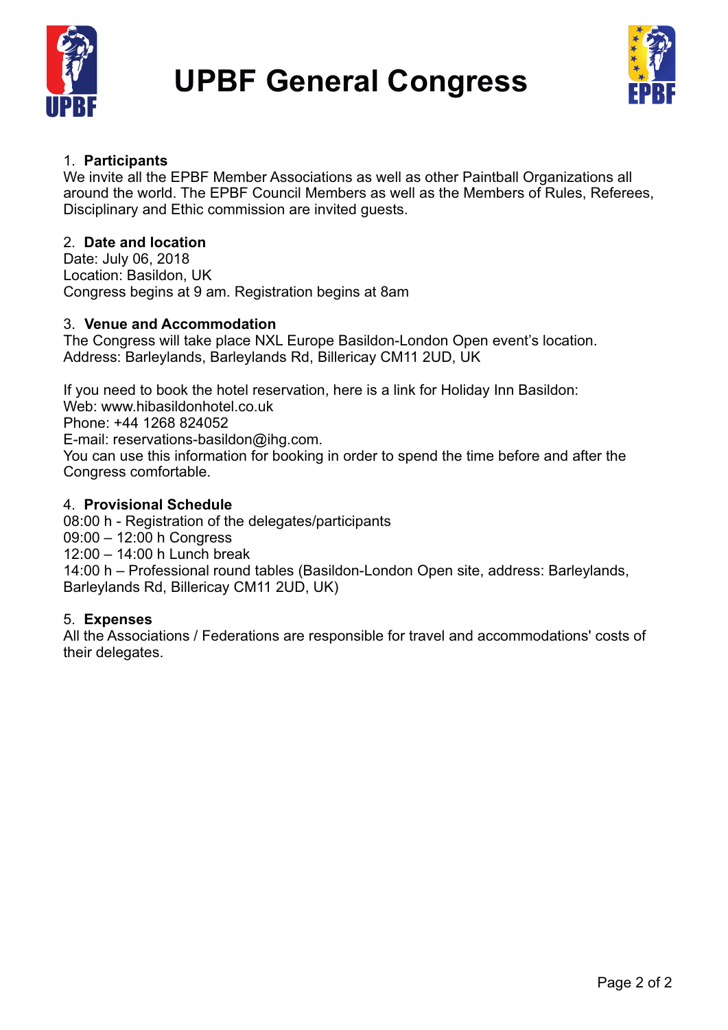# UPBF General Congress

1. **Participants**

We invite all the EPBF Member Associations as well as other Paintball Organizations all around the world. The EPBF Council Members as well as the Members of Rules, Referees, Disciplinary and Ethic commission are invited guests.

2. **Date and location**

Date: July 06, 2018
Location: Basildon, UK
Congress begins at 9 am. Registration begins at 8am

3. **Venue and Accommodation**

The Congress will take place NXL Europe Basildon-London Open event's location.
Address: Barleylands, Barleylands Rd, Billericay CM11 2UD, UK

If you need to book the hotel reservation, here is a link for Holiday Inn Basildon:
Web: www.hibasildonhotel.co.uk
Phone: +44 1268 824052
E-mail: reservations-basildon@ihg.com.
You can use this information for booking in order to spend the time before and after the Congress comfortable.

4. **Provisional Schedule**

08:00 h - Registration of the delegates/participants
09:00 – 12:00 h Congress
12:00 – 14:00 h Lunch break
14:00 h – Professional round tables (Basildon-London Open site, address: Barleylands, Barleylands Rd, Billericay CM11 2UD, UK)

5. **Expenses**

All the Associations / Federations are responsible for travel and accommodations' costs of their delegates.